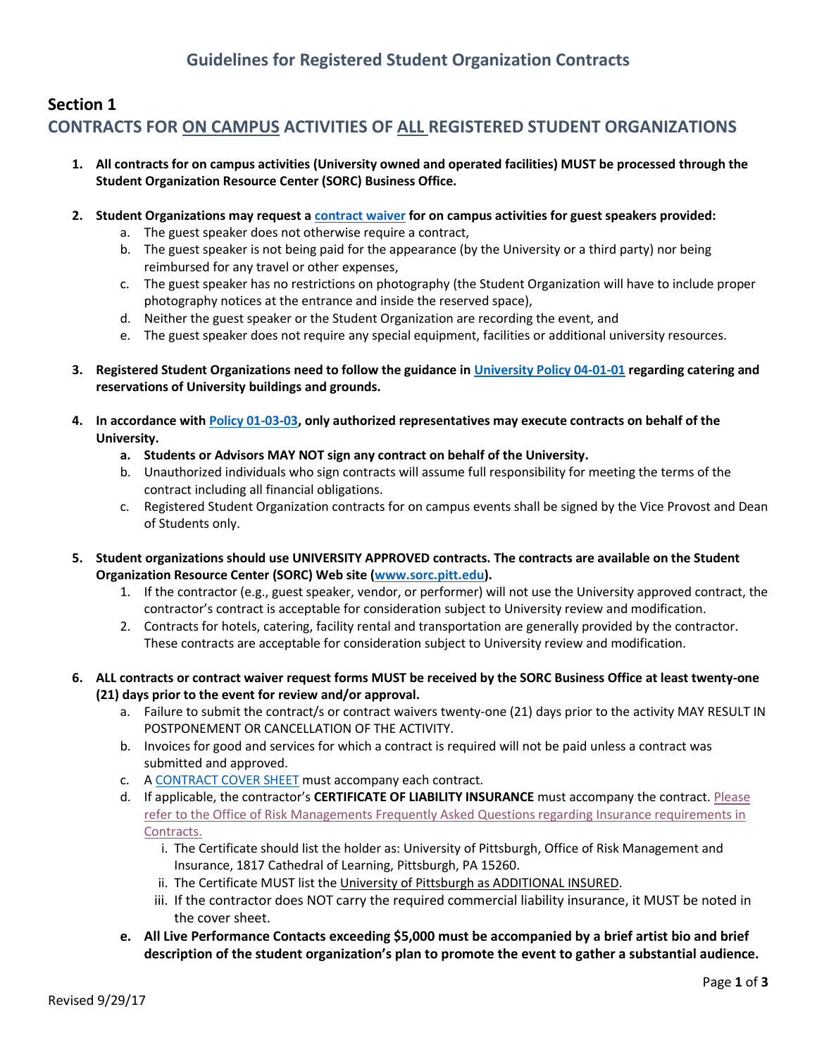# Guidelines for Registered Student Organization Contracts

## Section 1

## CONTRACTS FOR ON CAMPUS ACTIVITIES OF ALL REGISTERED STUDENT ORGANIZATIONS

1. **All contracts for on campus activities (University owned and operated facilities) MUST be processed through the Student Organization Resource Center (SORC) Business Office.**

2. **Student Organizations may request a contract waiver for on campus activities for guest speakers provided:**
   a. The guest speaker does not otherwise require a contract,
   b. The guest speaker is not being paid for the appearance (by the University or a third party) nor being reimbursed for any travel or other expenses,
   c. The guest speaker has no restrictions on photography (the Student Organization will have to include proper photography notices at the entrance and inside the reserved space),
   d. Neither the guest speaker or the Student Organization are recording the event, and
   e. The guest speaker does not require any special equipment, facilities or additional university resources.

3. **Registered Student Organizations need to follow the guidance in University Policy 04-01-01 regarding catering and reservations of University buildings and grounds.**

4. **In accordance with Policy 01-03-03, only authorized representatives may execute contracts on behalf of the University.**
   a. **Students or Advisors MAY NOT sign any contract on behalf of the University.**
   b. Unauthorized individuals who sign contracts will assume full responsibility for meeting the terms of the contract including all financial obligations.
   c. Registered Student Organization contracts for on campus events shall be signed by the Vice Provost and Dean of Students only.

5. **Student organizations should use UNIVERSITY APPROVED contracts. The contracts are available on the Student Organization Resource Center (SORC) Web site (www.sorc.pitt.edu).**
   1. If the contractor (e.g., guest speaker, vendor, or performer) will not use the University approved contract, the contractor's contract is acceptable for consideration subject to University review and modification.
   2. Contracts for hotels, catering, facility rental and transportation are generally provided by the contractor. These contracts are acceptable for consideration subject to University review and modification.

6. **ALL contracts or contract waiver request forms MUST be received by the SORC Business Office at least twenty-one (21) days prior to the event for review and/or approval.**
   a. Failure to submit the contract/s or contract waivers twenty-one (21) days prior to the activity MAY RESULT IN POSTPONEMENT OR CANCELLATION OF THE ACTIVITY.
   b. Invoices for good and services for which a contract is required will not be paid unless a contract was submitted and approved.
   c. A CONTRACT COVER SHEET must accompany each contract.
   d. If applicable, the contractor's **CERTIFICATE OF LIABILITY INSURANCE** must accompany the contract. Please refer to the Office of Risk Managements Frequently Asked Questions regarding Insurance requirements in Contracts.
      i. The Certificate should list the holder as: University of Pittsburgh, Office of Risk Management and Insurance, 1817 Cathedral of Learning, Pittsburgh, PA 15260.
      ii. The Certificate MUST list the University of Pittsburgh as ADDITIONAL INSURED.
      iii. If the contractor does NOT carry the required commercial liability insurance, it MUST be noted in the cover sheet.
   e. **All Live Performance Contacts exceeding $5,000 must be accompanied by a brief artist bio and brief description of the student organization's plan to promote the event to gather a substantial audience.**

Revised 9/29/17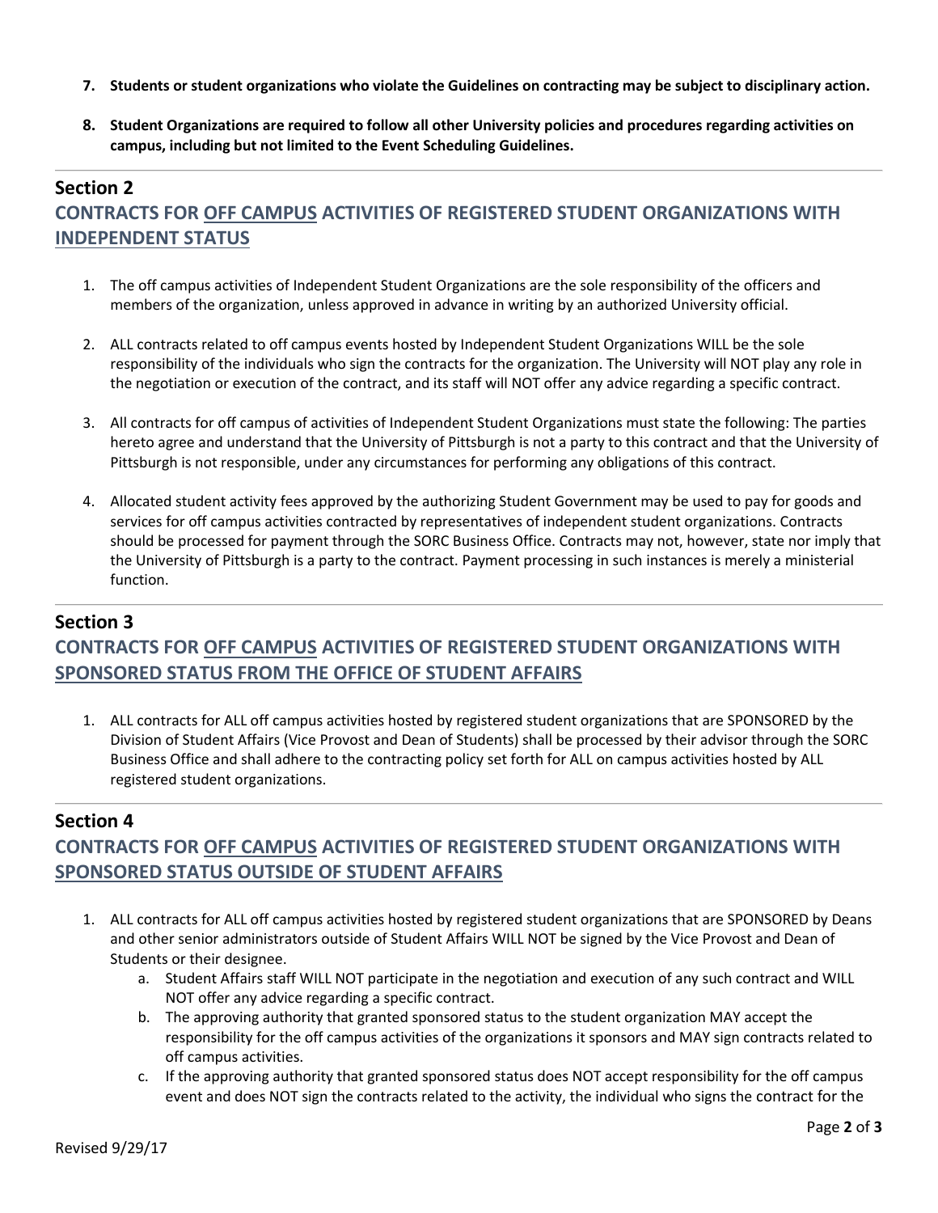7. **Students or student organizations who violate the Guidelines on contracting may be subject to disciplinary action.**

8. **Student Organizations are required to follow all other University policies and procedures regarding activities on campus, including but not limited to the Event Scheduling Guidelines.**

---

## Section 2

## CONTRACTS FOR OFF CAMPUS ACTIVITIES OF REGISTERED STUDENT ORGANIZATIONS WITH INDEPENDENT STATUS

1. The off campus activities of Independent Student Organizations are the sole responsibility of the officers and members of the organization, unless approved in advance in writing by an authorized University official.

2. ALL contracts related to off campus events hosted by Independent Student Organizations WILL be the sole responsibility of the individuals who sign the contracts for the organization. The University will NOT play any role in the negotiation or execution of the contract, and its staff will NOT offer any advice regarding a specific contract.

3. All contracts for off campus of activities of Independent Student Organizations must state the following: The parties hereto agree and understand that the University of Pittsburgh is not a party to this contract and that the University of Pittsburgh is not responsible, under any circumstances for performing any obligations of this contract.

4. Allocated student activity fees approved by the authorizing Student Government may be used to pay for goods and services for off campus activities contracted by representatives of independent student organizations. Contracts should be processed for payment through the SORC Business Office. Contracts may not, however, state nor imply that the University of Pittsburgh is a party to the contract. Payment processing in such instances is merely a ministerial function.

---

## Section 3

## CONTRACTS FOR OFF CAMPUS ACTIVITIES OF REGISTERED STUDENT ORGANIZATIONS WITH SPONSORED STATUS FROM THE OFFICE OF STUDENT AFFAIRS

1. ALL contracts for ALL off campus activities hosted by registered student organizations that are SPONSORED by the Division of Student Affairs (Vice Provost and Dean of Students) shall be processed by their advisor through the SORC Business Office and shall adhere to the contracting policy set forth for ALL on campus activities hosted by ALL registered student organizations.

---

## Section 4

## CONTRACTS FOR OFF CAMPUS ACTIVITIES OF REGISTERED STUDENT ORGANIZATIONS WITH SPONSORED STATUS OUTSIDE OF STUDENT AFFAIRS

1. ALL contracts for ALL off campus activities hosted by registered student organizations that are SPONSORED by Deans and other senior administrators outside of Student Affairs WILL NOT be signed by the Vice Provost and Dean of Students or their designee.
   a. Student Affairs staff WILL NOT participate in the negotiation and execution of any such contract and WILL NOT offer any advice regarding a specific contract.
   b. The approving authority that granted sponsored status to the student organization MAY accept the responsibility for the off campus activities of the organizations it sponsors and MAY sign contracts related to off campus activities.
   c. If the approving authority that granted sponsored status does NOT accept responsibility for the off campus event and does NOT sign the contracts related to the activity, the individual who signs the contract for the

Revised 9/29/17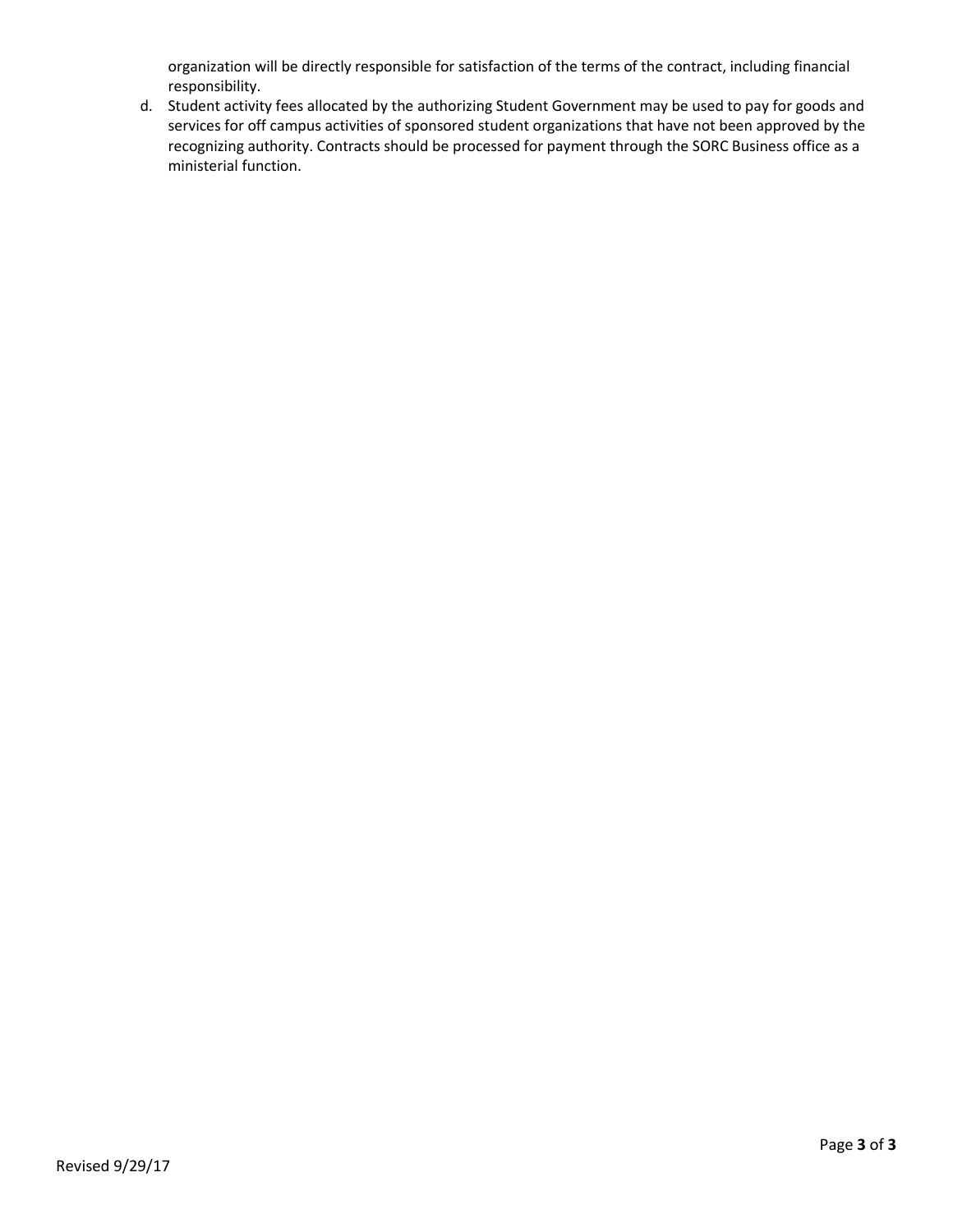organization will be directly responsible for satisfaction of the terms of the contract, including financial responsibility.

d. Student activity fees allocated by the authorizing Student Government may be used to pay for goods and services for off campus activities of sponsored student organizations that have not been approved by the recognizing authority. Contracts should be processed for payment through the SORC Business office as a ministerial function.

Revised 9/29/17